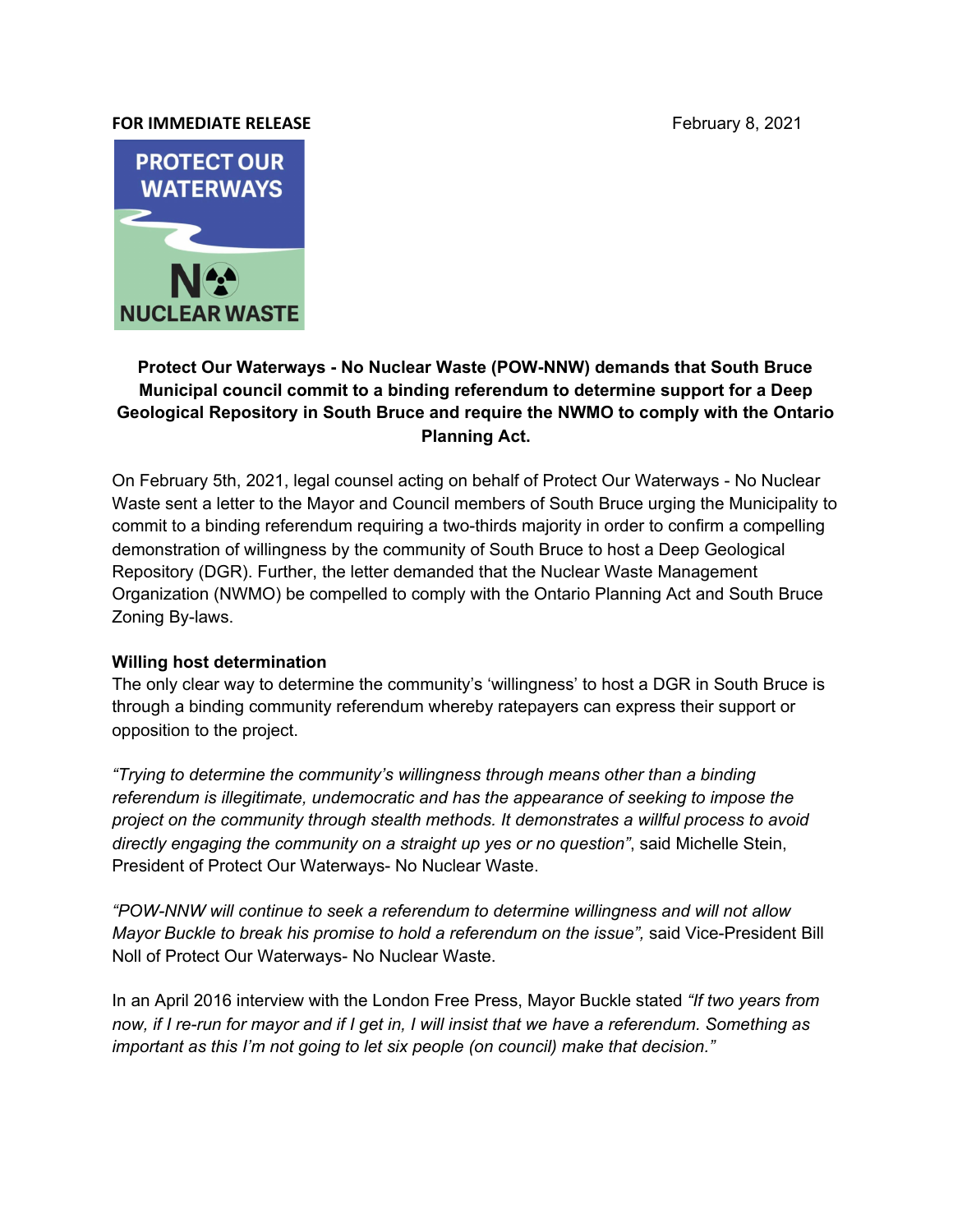**FOR IMMEDIATE RELEASE** February 8, 2021

PROTECT OUR WATERWAYS

NO NUCLEAR WASTE

**Protect Our Waterways - No Nuclear Waste (POW-NNW) demands that South Bruce Municipal council commit to a binding referendum to determine support for a Deep Geological Repository in South Bruce and require the NWMO to comply with the Ontario Planning Act.**

On February 5th, 2021, legal counsel acting on behalf of Protect Our Waterways - No Nuclear Waste sent a letter to the Mayor and Council members of South Bruce urging the Municipality to commit to a binding referendum requiring a two-thirds majority in order to confirm a compelling demonstration of willingness by the community of South Bruce to host a Deep Geological Repository (DGR). Further, the letter demanded that the Nuclear Waste Management Organization (NWMO) be compelled to comply with the Ontario Planning Act and South Bruce Zoning By-laws.

**Willing host determination**

The only clear way to determine the community's 'willingness' to host a DGR in South Bruce is through a binding community referendum whereby ratepayers can express their support or opposition to the project.

*"Trying to determine the community's willingness through means other than a binding referendum is illegitimate, undemocratic and has the appearance of seeking to impose the project on the community through stealth methods. It demonstrates a willful process to avoid directly engaging the community on a straight up yes or no question"*, said Michelle Stein, President of Protect Our Waterways- No Nuclear Waste.

*"POW-NNW will continue to seek a referendum to determine willingness and will not allow Mayor Buckle to break his promise to hold a referendum on the issue",* said Vice-President Bill Noll of Protect Our Waterways- No Nuclear Waste.

In an April 2016 interview with the London Free Press, Mayor Buckle stated *"If two years from now, if I re-run for mayor and if I get in, I will insist that we have a referendum. Something as important as this I'm not going to let six people (on council) make that decision."*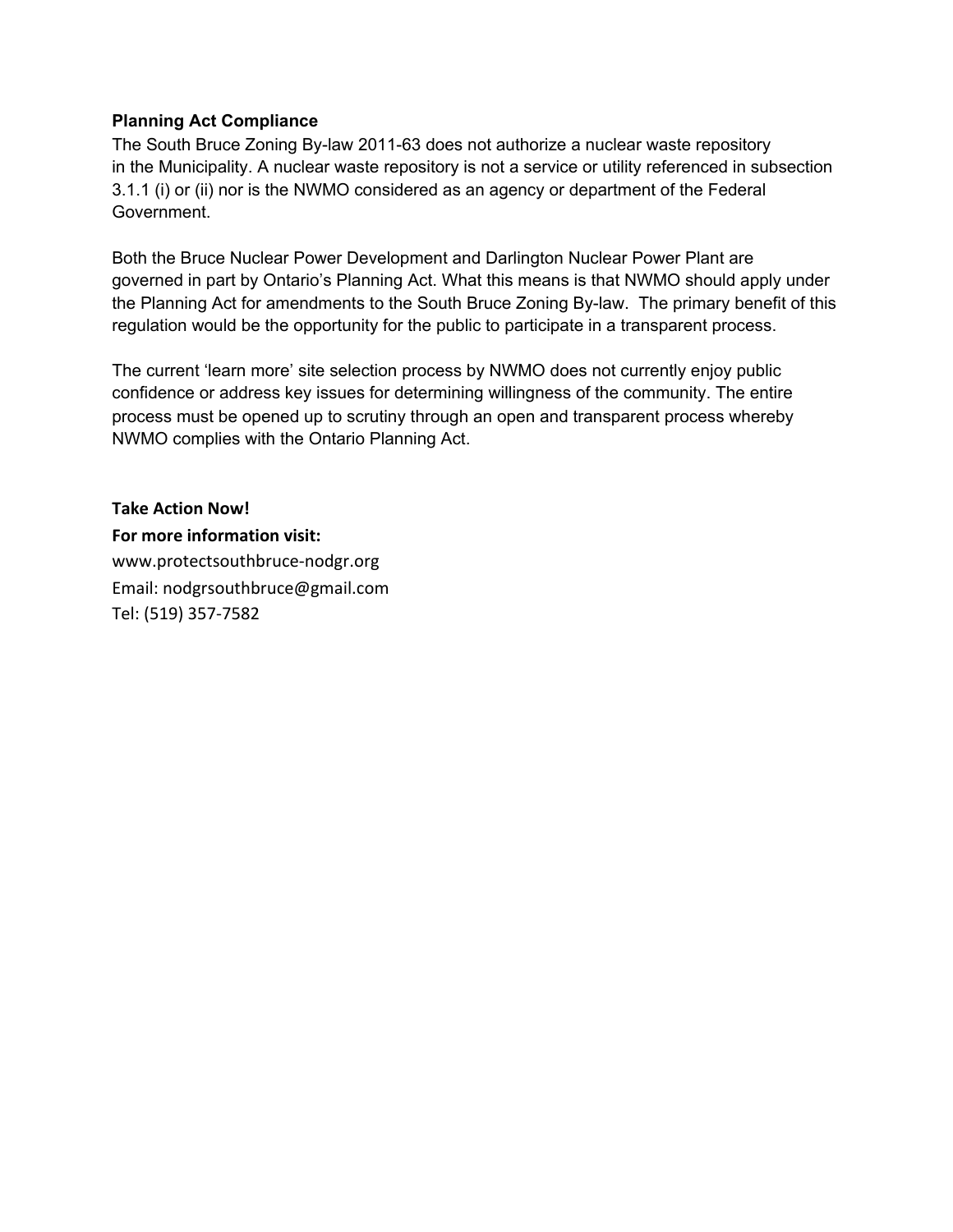**Planning Act Compliance**

The South Bruce Zoning By-law 2011-63 does not authorize a nuclear waste repository in the Municipality. A nuclear waste repository is not a service or utility referenced in subsection 3.1.1 (i) or (ii) nor is the NWMO considered as an agency or department of the Federal Government.

Both the Bruce Nuclear Power Development and Darlington Nuclear Power Plant are governed in part by Ontario's Planning Act. What this means is that NWMO should apply under the Planning Act for amendments to the South Bruce Zoning By-law. The primary benefit of this regulation would be the opportunity for the public to participate in a transparent process.

The current 'learn more' site selection process by NWMO does not currently enjoy public confidence or address key issues for determining willingness of the community. The entire process must be opened up to scrutiny through an open and transparent process whereby NWMO complies with the Ontario Planning Act.

**Take Action Now!**

**For more information visit:**

www.protectsouthbruce-nodgr.org

Email: nodgrsouthbruce@gmail.com

Tel: (519) 357-7582